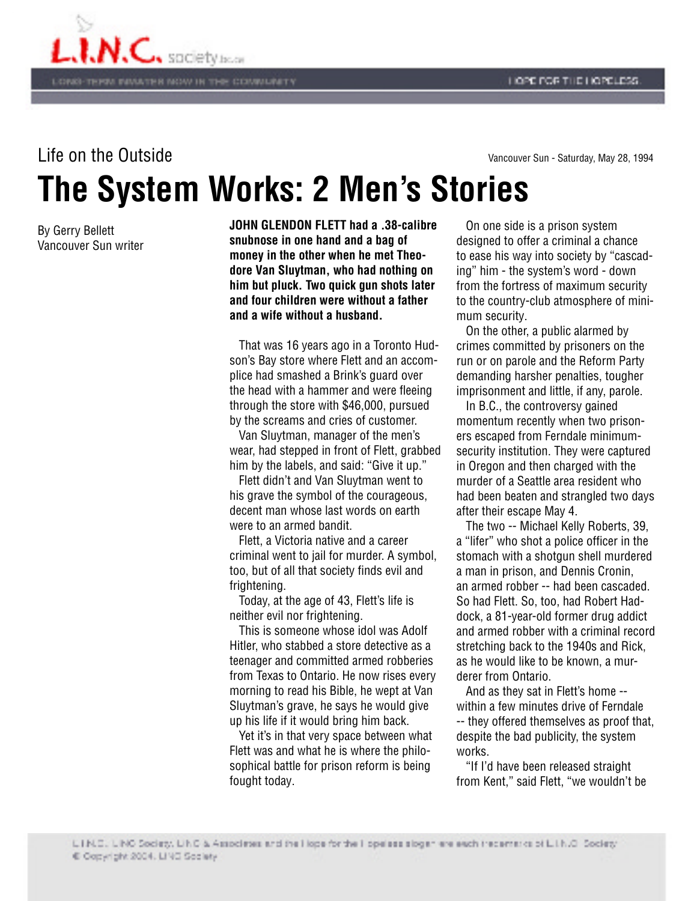Life on the Outside

Vancouver Sun - Saturday, May 28, 1994

# The System Works: 2 Men's Stories

By Gerry Bellett
Vancouver Sun writer

**JOHN GLENDON FLETT had a .38-calibre snubnose in one hand and a bag of money in the other when he met Theodore Van Sluytman, who had nothing on him but pluck. Two quick gun shots later and four children were without a father and a wife without a husband.**

That was 16 years ago in a Toronto Hudson's Bay store where Flett and an accomplice had smashed a Brink's guard over the head with a hammer and were fleeing through the store with $46,000, pursued by the screams and cries of customer.

Van Sluytman, manager of the men's wear, had stepped in front of Flett, grabbed him by the labels, and said: "Give it up."

Flett didn't and Van Sluytman went to his grave the symbol of the courageous, decent man whose last words on earth were to an armed bandit.

Flett, a Victoria native and a career criminal went to jail for murder. A symbol, too, but of all that society finds evil and frightening.

Today, at the age of 43, Flett's life is neither evil nor frightening.

This is someone whose idol was Adolf Hitler, who stabbed a store detective as a teenager and committed armed robberies from Texas to Ontario. He now rises every morning to read his Bible, he wept at Van Sluytman's grave, he says he would give up his life if it would bring him back.

Yet it's in that very space between what Flett was and what he is where the philosophical battle for prison reform is being fought today.

On one side is a prison system designed to offer a criminal a chance to ease his way into society by "cascading" him - the system's word - down from the fortress of maximum security to the country-club atmosphere of minimum security.

On the other, a public alarmed by crimes committed by prisoners on the run or on parole and the Reform Party demanding harsher penalties, tougher imprisonment and little, if any, parole.

In B.C., the controversy gained momentum recently when two prisoners escaped from Ferndale minimum-security institution. They were captured in Oregon and then charged with the murder of a Seattle area resident who had been beaten and strangled two days after their escape May 4.

The two -- Michael Kelly Roberts, 39, a "lifer" who shot a police officer in the stomach with a shotgun shell murdered a man in prison, and Dennis Cronin, an armed robber -- had been cascaded. So had Flett. So, too, had Robert Haddock, a 81-year-old former drug addict and armed robber with a criminal record stretching back to the 1940s and Rick, as he would like to be known, a murderer from Ontario.

And as they sat in Flett's home -- within a few minutes drive of Ferndale -- they offered themselves as proof that, despite the bad publicity, the system works.

"If I'd have been released straight from Kent," said Flett, "we wouldn't be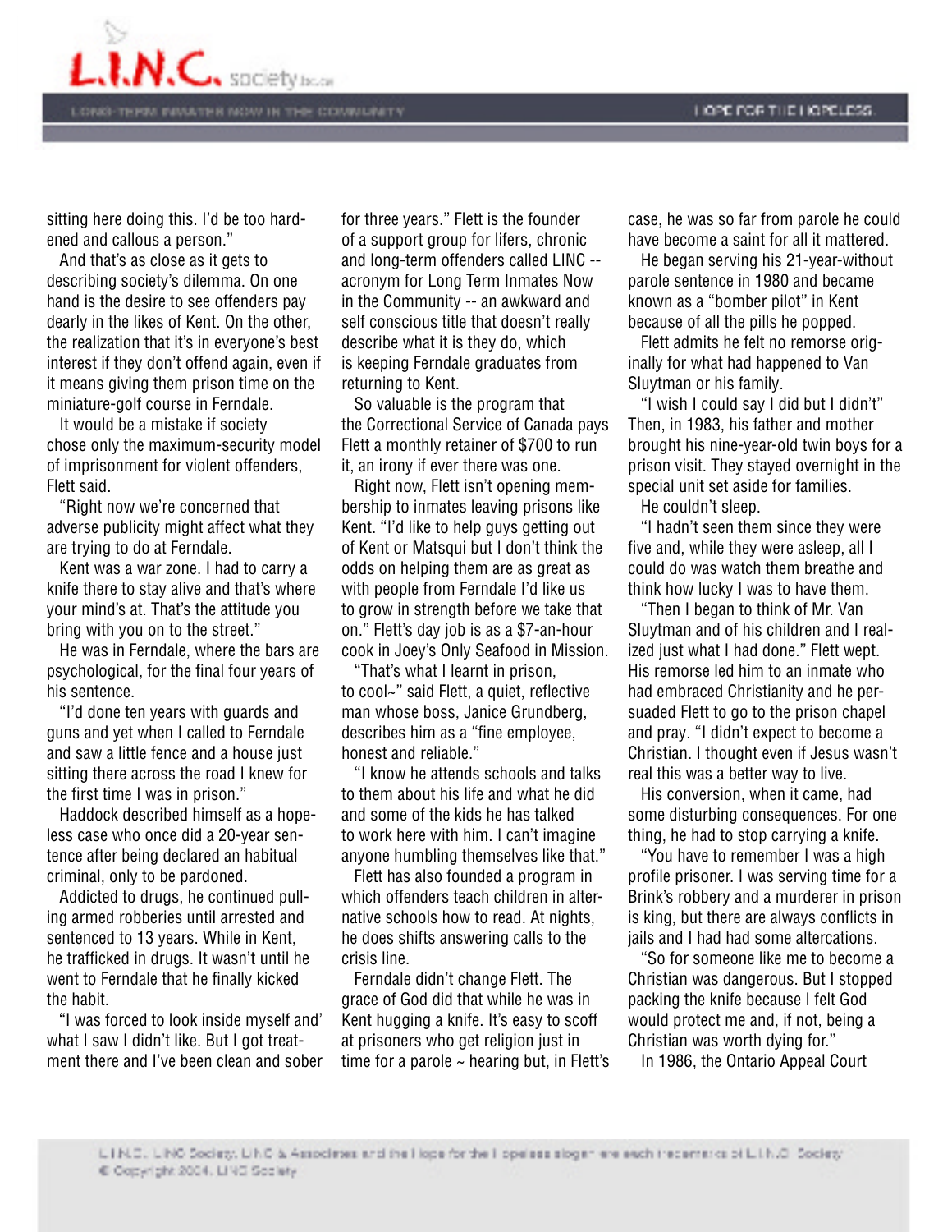sitting here doing this. I'd be too hardened and callous a person."

And that's as close as it gets to describing society's dilemma. On one hand is the desire to see offenders pay dearly in the likes of Kent. On the other, the realization that it's in everyone's best interest if they don't offend again, even if it means giving them prison time on the miniature-golf course in Ferndale.

It would be a mistake if society chose only the maximum-security model of imprisonment for violent offenders, Flett said.

"Right now we're concerned that adverse publicity might affect what they are trying to do at Ferndale.

Kent was a war zone. I had to carry a knife there to stay alive and that's where your mind's at. That's the attitude you bring with you on to the street."

He was in Ferndale, where the bars are psychological, for the final four years of his sentence.

"I'd done ten years with guards and guns and yet when I called to Ferndale and saw a little fence and a house just sitting there across the road I knew for the first time I was in prison."

Haddock described himself as a hopeless case who once did a 20-year sentence after being declared an habitual criminal, only to be pardoned.

Addicted to drugs, he continued pulling armed robberies until arrested and sentenced to 13 years. While in Kent, he trafficked in drugs. It wasn't until he went to Ferndale that he finally kicked the habit.

"I was forced to look inside myself and' what I saw I didn't like. But I got treatment there and I've been clean and sober for three years." Flett is the founder of a support group for lifers, chronic and long-term offenders called LINC -- acronym for Long Term Inmates Now in the Community -- an awkward and self conscious title that doesn't really describe what it is they do, which is keeping Ferndale graduates from returning to Kent.

So valuable is the program that the Correctional Service of Canada pays Flett a monthly retainer of $700 to run it, an irony if ever there was one.

Right now, Flett isn't opening membership to inmates leaving prisons like Kent. "I'd like to help guys getting out of Kent or Matsqui but I don't think the odds on helping them are as great as with people from Ferndale I'd like us to grow in strength before we take that on." Flett's day job is as a $7-an-hour cook in Joey's Only Seafood in Mission.

"That's what I learnt in prison, to cool~" said Flett, a quiet, reflective man whose boss, Janice Grundberg, describes him as a "fine employee, honest and reliable."

"I know he attends schools and talks to them about his life and what he did and some of the kids he has talked to work here with him. I can't imagine anyone humbling themselves like that."

Flett has also founded a program in which offenders teach children in alternative schools how to read. At nights, he does shifts answering calls to the crisis line.

Ferndale didn't change Flett. The grace of God did that while he was in Kent hugging a knife. It's easy to scoff at prisoners who get religion just in time for a parole ~ hearing but, in Flett's case, he was so far from parole he could have become a saint for all it mattered.

He began serving his 21-year-without parole sentence in 1980 and became known as a "bomber pilot" in Kent because of all the pills he popped.

Flett admits he felt no remorse originally for what had happened to Van Sluytman or his family.

"I wish I could say I did but I didn't" Then, in 1983, his father and mother brought his nine-year-old twin boys for a prison visit. They stayed overnight in the special unit set aside for families.

He couldn't sleep.

"I hadn't seen them since they were five and, while they were asleep, all I could do was watch them breathe and think how lucky I was to have them.

"Then I began to think of Mr. Van Sluytman and of his children and I realized just what I had done." Flett wept. His remorse led him to an inmate who had embraced Christianity and he persuaded Flett to go to the prison chapel and pray. "I didn't expect to become a Christian. I thought even if Jesus wasn't real this was a better way to live.

His conversion, when it came, had some disturbing consequences. For one thing, he had to stop carrying a knife.

"You have to remember I was a high profile prisoner. I was serving time for a Brink's robbery and a murderer in prison is king, but there are always conflicts in jails and I had had some altercations.

"So for someone like me to become a Christian was dangerous. But I stopped packing the knife because I felt God would protect me and, if not, being a Christian was worth dying for."

In 1986, the Ontario Appeal Court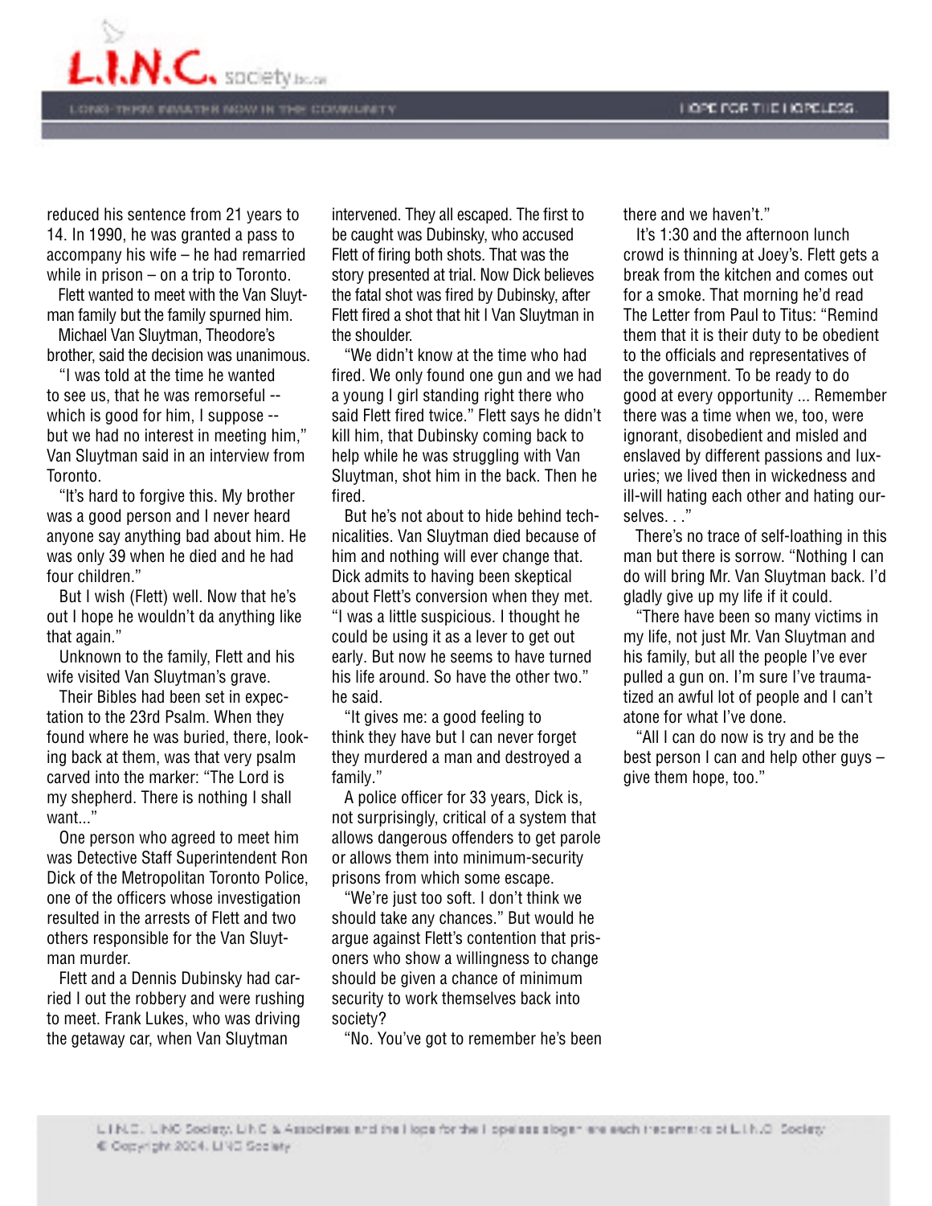reduced his sentence from 21 years to 14. In 1990, he was granted a pass to accompany his wife – he had remarried while in prison – on a trip to Toronto.

Flett wanted to meet with the Van Sluytman family but the family spurned him.

Michael Van Sluytman, Theodore's brother, said the decision was unanimous.

"I was told at the time he wanted to see us, that he was remorseful -- which is good for him, I suppose -- but we had no interest in meeting him," Van Sluytman said in an interview from Toronto.

"It's hard to forgive this. My brother was a good person and I never heard anyone say anything bad about him. He was only 39 when he died and he had four children."

But I wish (Flett) well. Now that he's out I hope he wouldn't da anything like that again."

Unknown to the family, Flett and his wife visited Van Sluytman's grave.

Their Bibles had been set in expectation to the 23rd Psalm. When they found where he was buried, there, looking back at them, was that very psalm carved into the marker: "The Lord is my shepherd. There is nothing I shall want..."

One person who agreed to meet him was Detective Staff Superintendent Ron Dick of the Metropolitan Toronto Police, one of the officers whose investigation resulted in the arrests of Flett and two others responsible for the Van Sluytman murder.

Flett and a Dennis Dubinsky had carried I out the robbery and were rushing to meet. Frank Lukes, who was driving the getaway car, when Van Sluytman intervened. They all escaped. The first to be caught was Dubinsky, who accused Flett of firing both shots. That was the story presented at trial. Now Dick believes the fatal shot was fired by Dubinsky, after Flett fired a shot that hit I Van Sluytman in the shoulder.

"We didn't know at the time who had fired. We only found one gun and we had a young I girl standing right there who said Flett fired twice." Flett says he didn't kill him, that Dubinsky coming back to help while he was struggling with Van Sluytman, shot him in the back. Then he fired.

But he's not about to hide behind technicalities. Van Sluytman died because of him and nothing will ever change that. Dick admits to having been skeptical about Flett's conversion when they met. "I was a little suspicious. I thought he could be using it as a lever to get out early. But now he seems to have turned his life around. So have the other two." he said.

"It gives me: a good feeling to think they have but I can never forget they murdered a man and destroyed a family."

A police officer for 33 years, Dick is, not surprisingly, critical of a system that allows dangerous offenders to get parole or allows them into minimum-security prisons from which some escape.

"We're just too soft. I don't think we should take any chances." But would he argue against Flett's contention that prisoners who show a willingness to change should be given a chance of minimum security to work themselves back into society?

"No. You've got to remember he's been there and we haven't."

It's 1:30 and the afternoon lunch crowd is thinning at Joey's. Flett gets a break from the kitchen and comes out for a smoke. That morning he'd read The Letter from Paul to Titus: "Remind them that it is their duty to be obedient to the officials and representatives of the government. To be ready to do good at every opportunity ... Remember there was a time when we, too, were ignorant, disobedient and misled and enslaved by different passions and luxuries; we lived then in wickedness and ill-will hating each other and hating ourselves. . ."

There's no trace of self-loathing in this man but there is sorrow. "Nothing I can do will bring Mr. Van Sluytman back. I'd gladly give up my life if it could.

"There have been so many victims in my life, not just Mr. Van Sluytman and his family, but all the people I've ever pulled a gun on. I'm sure I've traumatized an awful lot of people and I can't atone for what I've done.

"All I can do now is try and be the best person I can and help other guys – give them hope, too."